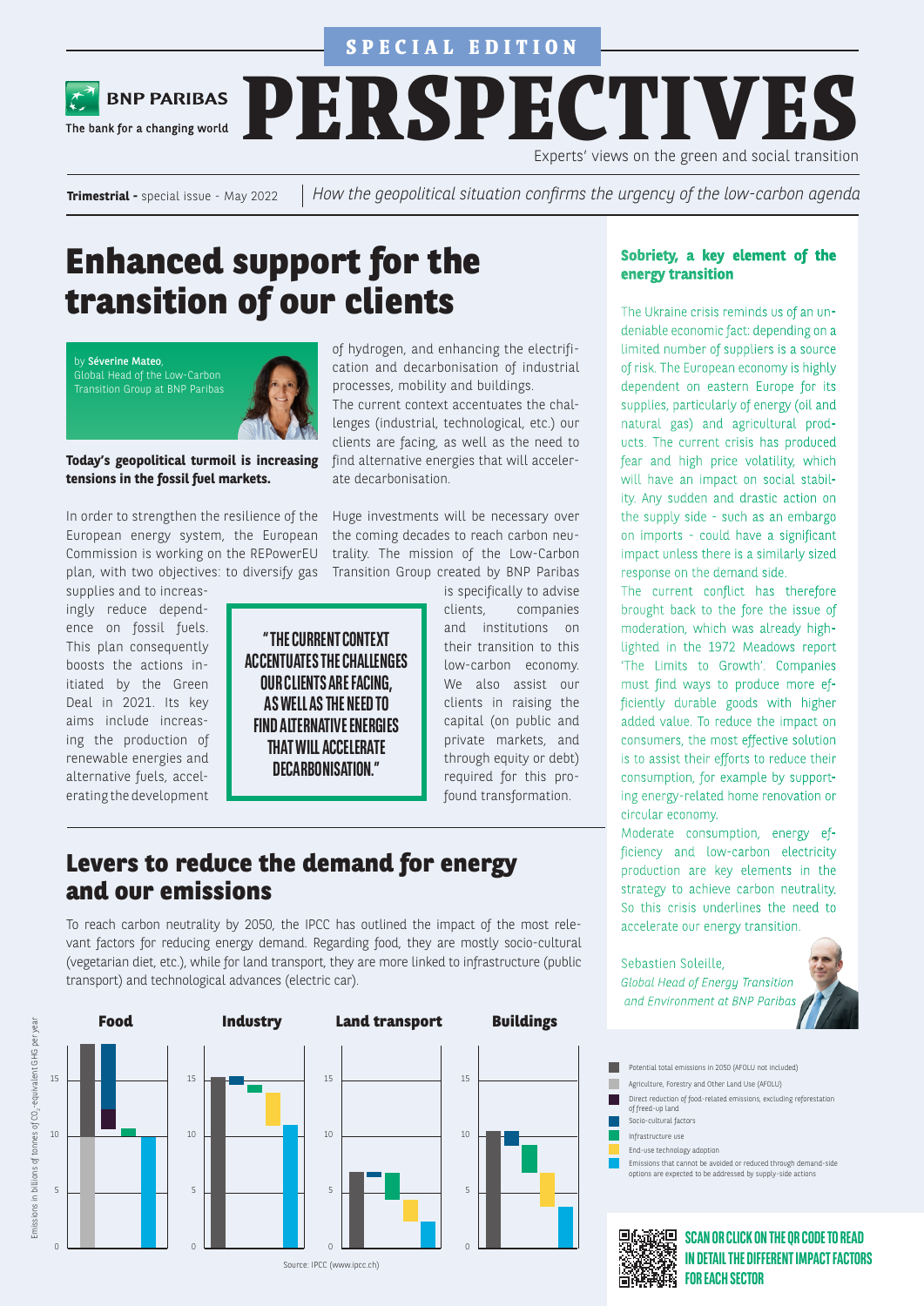SPECIAL EDITION

BNP PARIBAS
The bank for a changing world

# PERSPECTIVES

Experts' views on the green and social transition

**Trimestrial -** special issue - May 2022 | *How the geopolitical situation confirms the urgency of the low-carbon agenda*

## Enhanced support for the transition of our clients

by **Séverine Mateo**, Global Head of the Low-Carbon Transition Group at BNP Paribas

**Today's geopolitical turmoil is increasing tensions in the fossil fuel markets.**

In order to strengthen the resilience of the European energy system, the European Commission is working on the REPowerEU plan, with two objectives: to diversify gas supplies and to increasingly reduce dependence on fossil fuels. This plan consequently boosts the actions initiated by the Green Deal in 2021. Its key aims include increasing the production of renewable energies and alternative fuels, accelerating the development of hydrogen, and enhancing the electrification and decarbonisation of industrial processes, mobility and buildings.

The current context accentuates the challenges (industrial, technological, etc.) our clients are facing, as well as the need to find alternative energies that will accelerate decarbonisation.

Huge investments will be necessary over the coming decades to reach carbon neutrality. The mission of the Low-Carbon Transition Group created by BNP Paribas is specifically to advise clients, companies and institutions on their transition to this low-carbon economy. We also assist our clients in raising the capital (on public and private markets, and through equity or debt) required for this profound transformation.

> "THE CURRENT CONTEXT ACCENTUATES THE CHALLENGES OUR CLIENTS ARE FACING, AS WELL AS THE NEED TO FIND ALTERNATIVE ENERGIES THAT WILL ACCELERATE DECARBONISATION."

## Levers to reduce the demand for energy and our emissions

To reach carbon neutrality by 2050, the IPCC has outlined the impact of the most relevant factors for reducing energy demand. Regarding food, they are mostly socio-cultural (vegetarian diet, etc.), while for land transport, they are more linked to infrastructure (public transport) and technological advances (electric car).

Charts: Food | Industry | Land transport | Buildings

Emissions in billions of tonnes of $CO_2$-equivalent GHG per year

- Potential total emissions in 2050 (AFOLU not included)
- Agriculture, Forestry and Other Land Use (AFOLU)
- Direct reduction of food-related emissions, excluding reforestation of freed-up land
- Socio-cultural factors
- Infrastructure use
- End-use technology adoption
- Emissions that cannot be avoided or reduced through demand-side options are expected to be addressed by supply-side actions

Source: IPCC (www.ipcc.ch)

### Sobriety, a key element of the energy transition

The Ukraine crisis reminds us of an undeniable economic fact: depending on a limited number of suppliers is a source of risk. The European economy is highly dependent on eastern Europe for its supplies, particularly of energy (oil and natural gas) and agricultural products. The current crisis has produced fear and high price volatility, which will have an impact on social stability. Any sudden and drastic action on the supply side - such as an embargo on imports - could have a significant impact unless there is a similarly sized response on the demand side.

The current conflict has therefore brought back to the fore the issue of moderation, which was already highlighted in the 1972 Meadows report 'The Limits to Growth'. Companies must find ways to produce more efficiently durable goods with higher added value. To reduce the impact on consumers, the most effective solution is to assist their efforts to reduce their consumption, for example by supporting energy-related home renovation or circular economy.

Moderate consumption, energy efficiency and low-carbon electricity production are key elements in the strategy to achieve carbon neutrality. So this crisis underlines the need to accelerate our energy transition.

Sebastien Soleille,
*Global Head of Energy Transition and Environment at BNP Paribas*

**SCAN OR CLICK ON THE QR CODE TO READ IN DETAIL THE DIFFERENT IMPACT FACTORS FOR EACH SECTOR**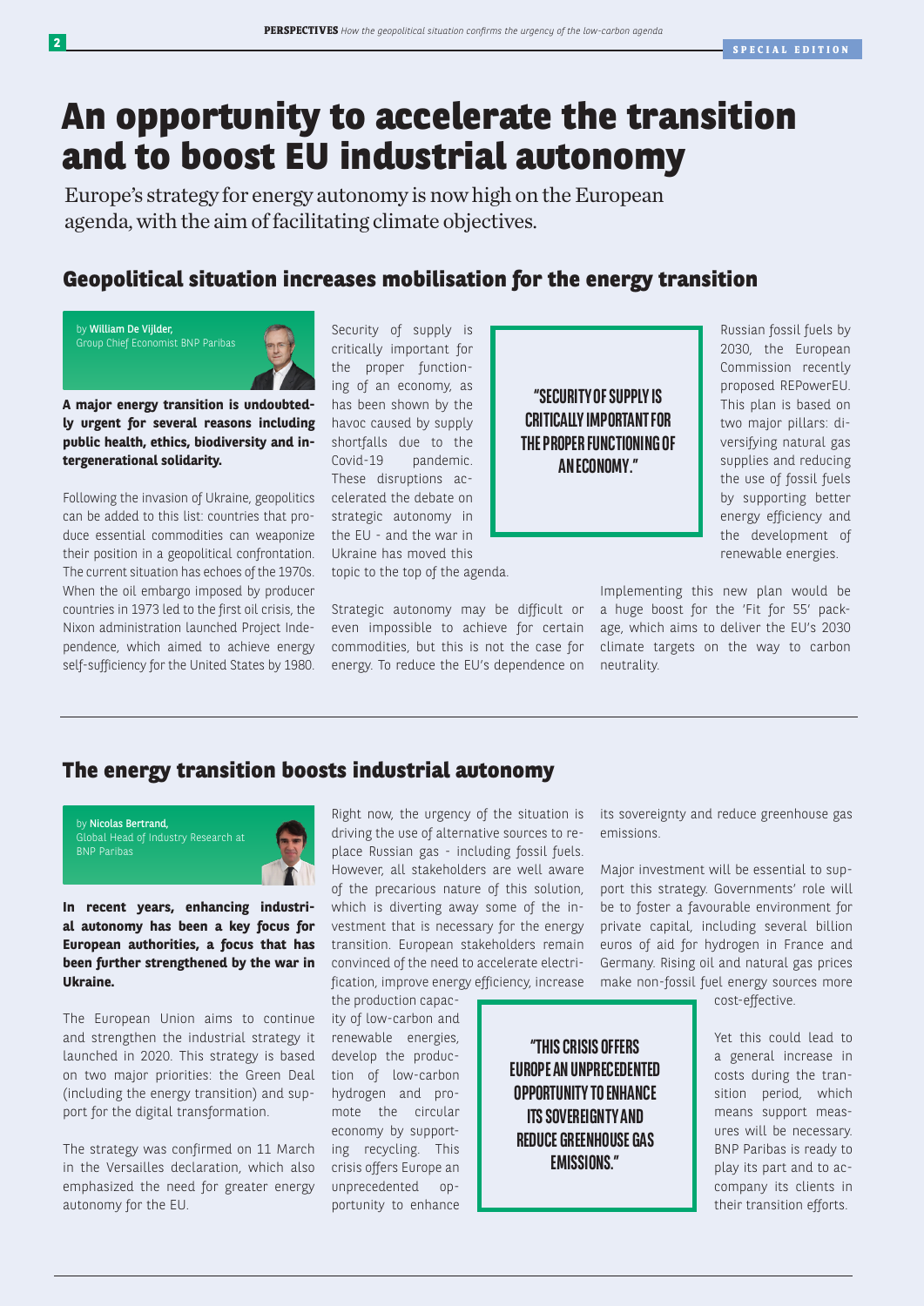# An opportunity to accelerate the transition and to boost EU industrial autonomy

Europe's strategy for energy autonomy is now high on the European agenda, with the aim of facilitating climate objectives.

## Geopolitical situation increases mobilisation for the energy transition

by **William De Vijlder,** Group Chief Economist BNP Paribas

**A major energy transition is undoubtedly urgent for several reasons including public health, ethics, biodiversity and intergenerational solidarity.**

Following the invasion of Ukraine, geopolitics can be added to this list: countries that produce essential commodities can weaponize their position in a geopolitical confrontation. The current situation has echoes of the 1970s. When the oil embargo imposed by producer countries in 1973 led to the first oil crisis, the Nixon administration launched Project Independence, which aimed to achieve energy self-sufficiency for the United States by 1980.

Security of supply is critically important for the proper functioning of an economy, as has been shown by the havoc caused by supply shortfalls due to the Covid-19 pandemic. These disruptions accelerated the debate on strategic autonomy in the EU - and the war in Ukraine has moved this topic to the top of the agenda.

> "SECURITY OF SUPPLY IS CRITICALLY IMPORTANT FOR THE PROPER FUNCTIONING OF AN ECONOMY."

Strategic autonomy may be difficult or even impossible to achieve for certain commodities, but this is not the case for energy. To reduce the EU's dependence on Russian fossil fuels by 2030, the European Commission recently proposed REPowerEU. This plan is based on two major pillars: diversifying natural gas supplies and reducing the use of fossil fuels by supporting better energy efficiency and the development of renewable energies.

Implementing this new plan would be a huge boost for the 'Fit for 55' package, which aims to deliver the EU's 2030 climate targets on the way to carbon neutrality.

## The energy transition boosts industrial autonomy

by **Nicolas Bertrand,** Global Head of Industry Research at BNP Paribas

**In recent years, enhancing industrial autonomy has been a key focus for European authorities, a focus that has been further strengthened by the war in Ukraine.**

The European Union aims to continue and strengthen the industrial strategy it launched in 2020. This strategy is based on two major priorities: the Green Deal (including the energy transition) and support for the digital transformation.

The strategy was confirmed on 11 March in the Versailles declaration, which also emphasized the need for greater energy autonomy for the EU.

Right now, the urgency of the situation is driving the use of alternative sources to replace Russian gas - including fossil fuels. However, all stakeholders are well aware of the precarious nature of this solution, which is diverting away some of the investment that is necessary for the energy transition. European stakeholders remain convinced of the need to accelerate electrification, improve energy efficiency, increase the production capacity of low-carbon and renewable energies, develop the production of low-carbon hydrogen and promote the circular economy by supporting recycling. This crisis offers Europe an unprecedented opportunity to enhance its sovereignty and reduce greenhouse gas emissions.

> "THIS CRISIS OFFERS EUROPE AN UNPRECEDENTED OPPORTUNITY TO ENHANCE ITS SOVEREIGNTY AND REDUCE GREENHOUSE GAS EMISSIONS."

Major investment will be essential to support this strategy. Governments' role will be to foster a favourable environment for private capital, including several billion euros of aid for hydrogen in France and Germany. Rising oil and natural gas prices make non-fossil fuel energy sources more cost-effective.

Yet this could lead to a general increase in costs during the transition period, which means support measures will be necessary. BNP Paribas is ready to play its part and to accompany its clients in their transition efforts.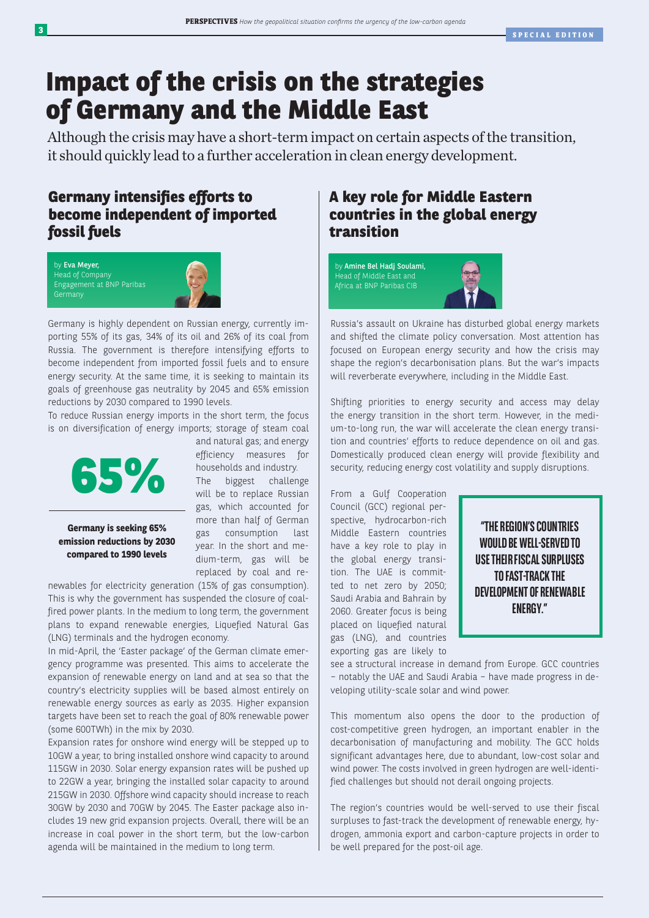# Impact of the crisis on the strategies of Germany and the Middle East

Although the crisis may have a short-term impact on certain aspects of the transition, it should quickly lead to a further acceleration in clean energy development.

## Germany intensifies efforts to become independent of imported fossil fuels

by **Eva Meyer,** Head of Company Engagement at BNP Paribas Germany

Germany is highly dependent on Russian energy, currently importing 55% of its gas, 34% of its oil and 26% of its coal from Russia. The government is therefore intensifying efforts to become independent from imported fossil fuels and to ensure energy security. At the same time, it is seeking to maintain its goals of greenhouse gas neutrality by 2045 and 65% emission reductions by 2030 compared to 1990 levels.

To reduce Russian energy imports in the short term, the focus is on diversification of energy imports; storage of steam coal and natural gas; and energy efficiency measures for households and industry.

**65%**

**Germany is seeking 65% emission reductions by 2030 compared to 1990 levels**

The biggest challenge will be to replace Russian gas, which accounted for more than half of German gas consumption last year. In the short and medium-term, gas will be replaced by coal and renewables for electricity generation (15% of gas consumption). This is why the government has suspended the closure of coal-fired power plants. In the medium to long term, the government plans to expand renewable energies, Liquefied Natural Gas (LNG) terminals and the hydrogen economy.

In mid-April, the 'Easter package' of the German climate emergency programme was presented. This aims to accelerate the expansion of renewable energy on land and at sea so that the country's electricity supplies will be based almost entirely on renewable energy sources as early as 2035. Higher expansion targets have been set to reach the goal of 80% renewable power (some 600TWh) in the mix by 2030.

Expansion rates for onshore wind energy will be stepped up to 10GW a year, to bring installed onshore wind capacity to around 115GW in 2030. Solar energy expansion rates will be pushed up to 22GW a year, bringing the installed solar capacity to around 215GW in 2030. Offshore wind capacity should increase to reach 30GW by 2030 and 70GW by 2045. The Easter package also includes 19 new grid expansion projects. Overall, there will be an increase in coal power in the short term, but the low-carbon agenda will be maintained in the medium to long term.

## A key role for Middle Eastern countries in the global energy transition

by **Amine Bel Hadj Soulami,** Head of Middle East and Africa at BNP Paribas CIB

Russia's assault on Ukraine has disturbed global energy markets and shifted the climate policy conversation. Most attention has focused on European energy security and how the crisis may shape the region's decarbonisation plans. But the war's impacts will reverberate everywhere, including in the Middle East.

Shifting priorities to energy security and access may delay the energy transition in the short term. However, in the medium-to-long run, the war will accelerate the clean energy transition and countries' efforts to reduce dependence on oil and gas. Domestically produced clean energy will provide flexibility and security, reducing energy cost volatility and supply disruptions.

From a Gulf Cooperation Council (GCC) regional perspective, hydrocarbon-rich Middle Eastern countries have a key role to play in the global energy transition. The UAE is committed to net zero by 2050; Saudi Arabia and Bahrain by 2060. Greater focus is being placed on liquefied natural gas (LNG), and countries exporting gas are likely to see a structural increase in demand from Europe. GCC countries – notably the UAE and Saudi Arabia – have made progress in developing utility-scale solar and wind power.

> **"THE REGION'S COUNTRIES WOULD BE WELL-SERVED TO USE THEIR FISCAL SURPLUSES TO FAST-TRACK THE DEVELOPMENT OF RENEWABLE ENERGY."**

This momentum also opens the door to the production of cost-competitive green hydrogen, an important enabler in the decarbonisation of manufacturing and mobility. The GCC holds significant advantages here, due to abundant, low-cost solar and wind power. The costs involved in green hydrogen are well-identified challenges but should not derail ongoing projects.

The region's countries would be well-served to use their fiscal surpluses to fast-track the development of renewable energy, hydrogen, ammonia export and carbon-capture projects in order to be well prepared for the post-oil age.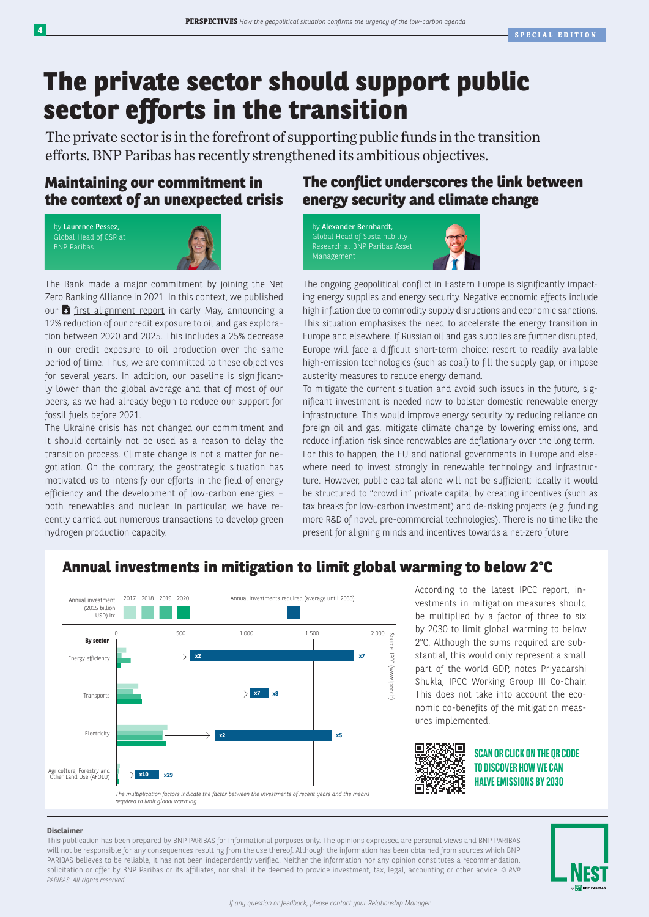# The private sector should support public sector efforts in the transition

The private sector is in the forefront of supporting public funds in the transition efforts. BNP Paribas has recently strengthened its ambitious objectives.

## Maintaining our commitment in the context of an unexpected crisis

by **Laurence Pessez**, Global Head of CSR at BNP Paribas

The Bank made a major commitment by joining the Net Zero Banking Alliance in 2021. In this context, we published our first alignment report in early May, announcing a 12% reduction of our credit exposure to oil and gas exploration between 2020 and 2025. This includes a 25% decrease in our credit exposure to oil production over the same period of time. Thus, we are committed to these objectives for several years. In addition, our baseline is significantly lower than the global average and that of most of our peers, as we had already begun to reduce our support for fossil fuels before 2021.

The Ukraine crisis has not changed our commitment and it should certainly not be used as a reason to delay the transition process. Climate change is not a matter for negotiation. On the contrary, the geostrategic situation has motivated us to intensify our efforts in the field of energy efficiency and the development of low-carbon energies – both renewables and nuclear. In particular, we have recently carried out numerous transactions to develop green hydrogen production capacity.

## The conflict underscores the link between energy security and climate change

by **Alexander Bernhardt**, Global Head of Sustainability Research at BNP Paribas Asset Management

The ongoing geopolitical conflict in Eastern Europe is significantly impacting energy supplies and energy security. Negative economic effects include high inflation due to commodity supply disruptions and economic sanctions. This situation emphasises the need to accelerate the energy transition in Europe and elsewhere. If Russian oil and gas supplies are further disrupted, Europe will face a difficult short-term choice: resort to readily available high-emission technologies (such as coal) to fill the supply gap, or impose austerity measures to reduce energy demand.

To mitigate the current situation and avoid such issues in the future, significant investment is needed now to bolster domestic renewable energy infrastructure. This would improve energy security by reducing reliance on foreign oil and gas, mitigate climate change by lowering emissions, and reduce inflation risk since renewables are deflationary over the long term.

For this to happen, the EU and national governments in Europe and elsewhere need to invest strongly in renewable technology and infrastructure. However, public capital alone will not be sufficient; ideally it would be structured to "crowd in" private capital by creating incentives (such as tax breaks for low-carbon investment) and de-risking projects (e.g. funding more R&D of novel, pre-commercial technologies). There is no time like the present for aligning minds and incentives towards a net-zero future.

## Annual investments in mitigation to limit global warming to below 2°C

Annual investment (2015 billion USD) in: 2017 2018 2019 2020

Annual investments required (average until 2030)

0 500 1.000 1.500 2.000

By sector

Energy efficiency x2 x7

Transports x7 x8

Electricity x2 x5

Agriculture, Forestry and Other Land Use (AFOLU) x10 x29

Source: IPCC (www.ipcc.ch)

*The multiplication factors indicate the factor between the investments of recent years and the means required to limit global warming.*

According to the latest IPCC report, investments in mitigation measures should be multiplied by a factor of three to six by 2030 to limit global warming to below 2°C. Although the sums required are substantial, this would only represent a small part of the world GDP, notes Priyadarshi Shukla, IPCC Working Group III Co-Chair. This does not take into account the economic co-benefits of the mitigation measures implemented.

**SCAN OR CLICK ON THE QR CODE TO DISCOVER HOW WE CAN HALVE EMISSIONS BY 2030**

**Disclaimer**

This publication has been prepared by BNP PARIBAS for informational purposes only. The opinions expressed are personal views and BNP PARIBAS will not be responsible for any consequences resulting from the use thereof. Although the information has been obtained from sources which BNP PARIBAS believes to be reliable, it has not been independently verified. Neither the information nor any opinion constitutes a recommendation, solicitation or offer by BNP Paribas or its affiliates, nor shall it be deemed to provide investment, tax, legal, accounting or other advice. *© BNP PARIBAS. All rights reserved.*

*If any question or feedback, please contact your Relationship Manager.*